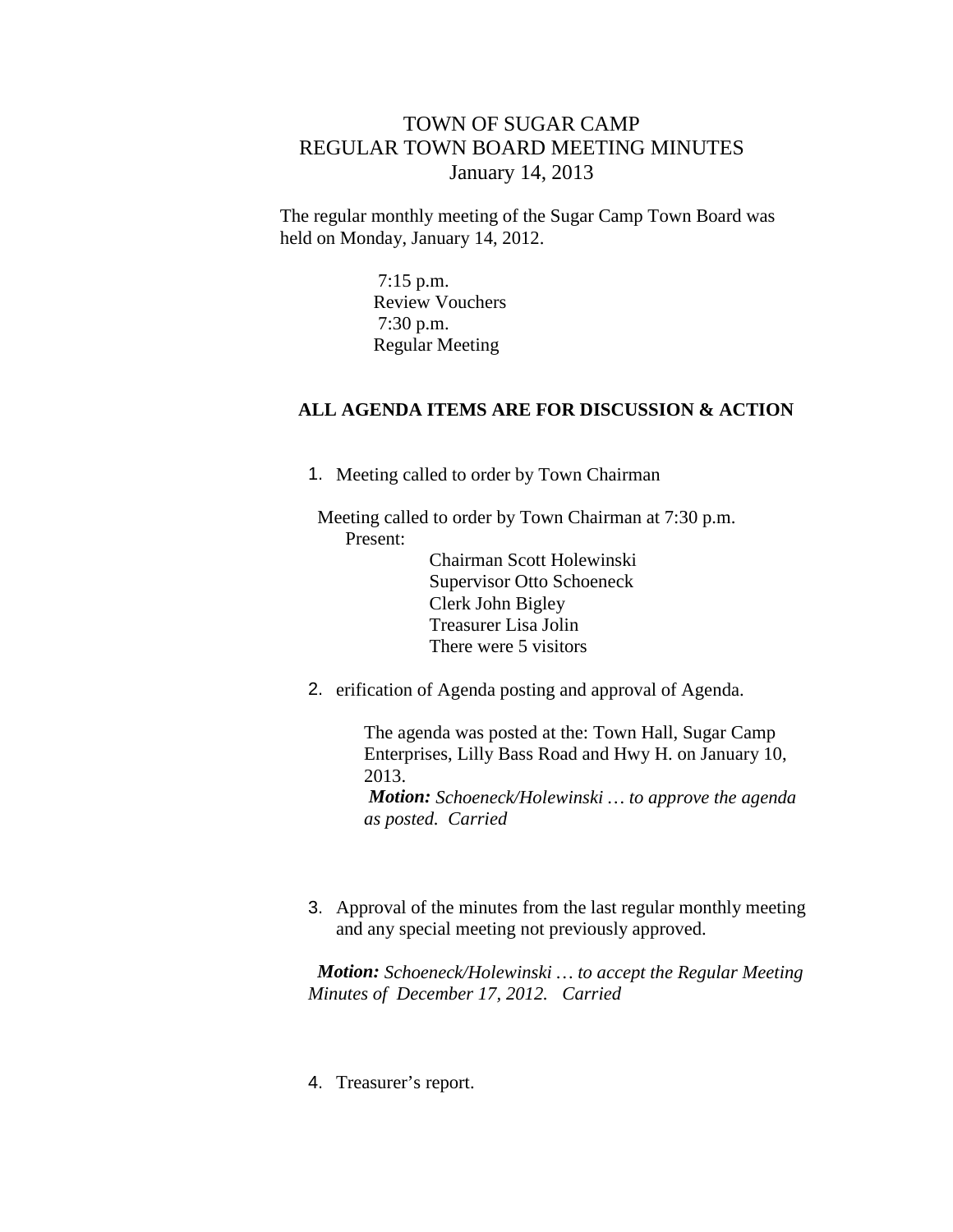# TOWN OF SUGAR CAMP
## REGULAR TOWN BOARD MEETING MINUTES
### January 14, 2013

The regular monthly meeting of the Sugar Camp Town Board was held on Monday, January 14, 2012.

7:15 p.m.
Review Vouchers
7:30 p.m.
Regular Meeting

**ALL AGENDA ITEMS ARE FOR DISCUSSION & ACTION**

1. Meeting called to order by Town Chairman

   Meeting called to order by Town Chairman at 7:30 p.m.
   Present:
   
   Chairman Scott Holewinski
   Supervisor Otto Schoeneck
   Clerk John Bigley
   Treasurer Lisa Jolin
   There were 5 visitors

2. erification of Agenda posting and approval of Agenda.

   The agenda was posted at the: Town Hall, Sugar Camp Enterprises, Lilly Bass Road and Hwy H. on January 10, 2013.
   ***Motion:*** *Schoeneck/Holewinski … to approve the agenda as posted. Carried*

3. Approval of the minutes from the last regular monthly meeting and any special meeting not previously approved.

   ***Motion:*** *Schoeneck/Holewinski … to accept the Regular Meeting Minutes of December 17, 2012. Carried*

4. Treasurer's report.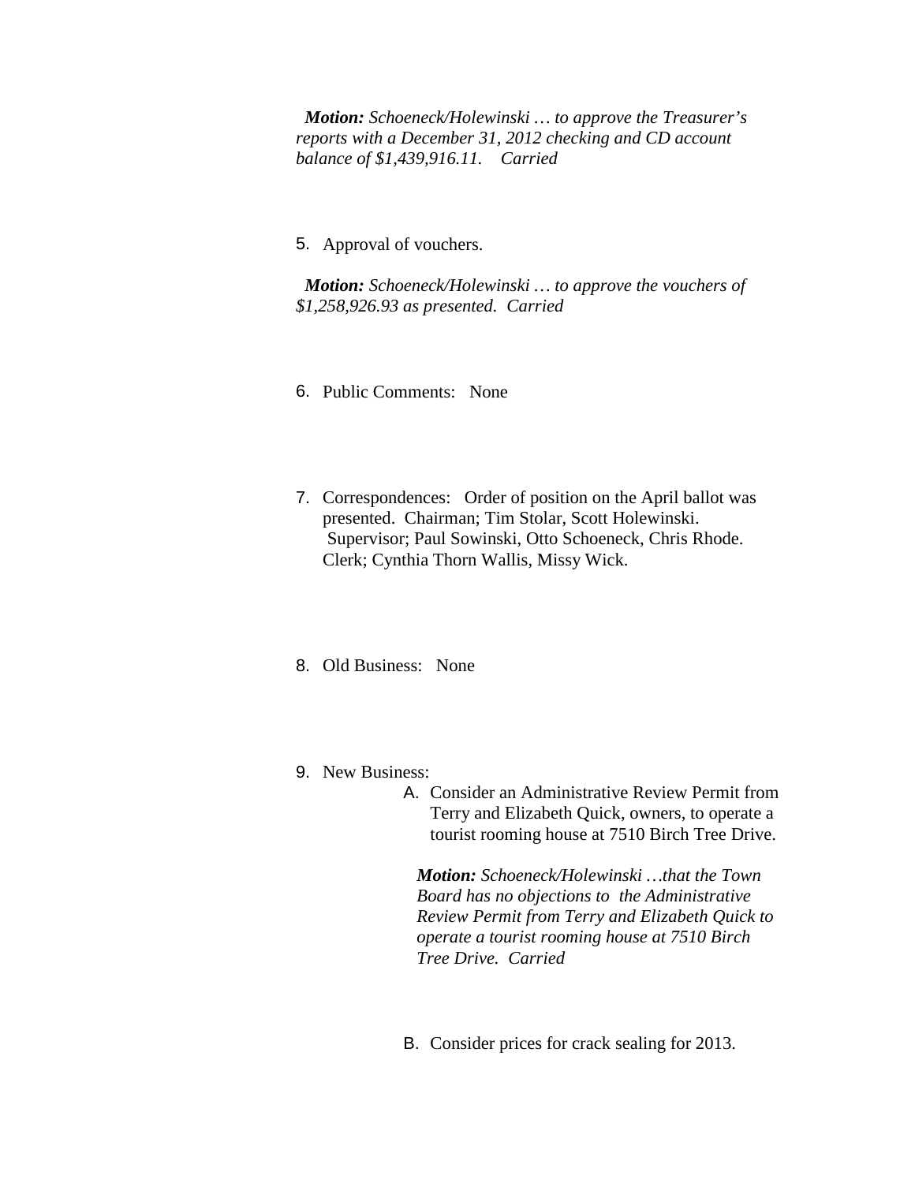***Motion:*** *Schoeneck/Holewinski … to approve the Treasurer's reports with a December 31, 2012 checking and CD account balance of $1,439,916.11. Carried*

5. Approval of vouchers.

***Motion:*** *Schoeneck/Holewinski … to approve the vouchers of $1,258,926.93 as presented. Carried*

6. Public Comments: None

7. Correspondences: Order of position on the April ballot was presented. Chairman; Tim Stolar, Scott Holewinski. Supervisor; Paul Sowinski, Otto Schoeneck, Chris Rhode. Clerk; Cynthia Thorn Wallis, Missy Wick.

8. Old Business: None

9. New Business:
   A. Consider an Administrative Review Permit from Terry and Elizabeth Quick, owners, to operate a tourist rooming house at 7510 Birch Tree Drive.

      ***Motion:*** *Schoeneck/Holewinski …that the Town Board has no objections to the Administrative Review Permit from Terry and Elizabeth Quick to operate a tourist rooming house at 7510 Birch Tree Drive. Carried*

   B. Consider prices for crack sealing for 2013.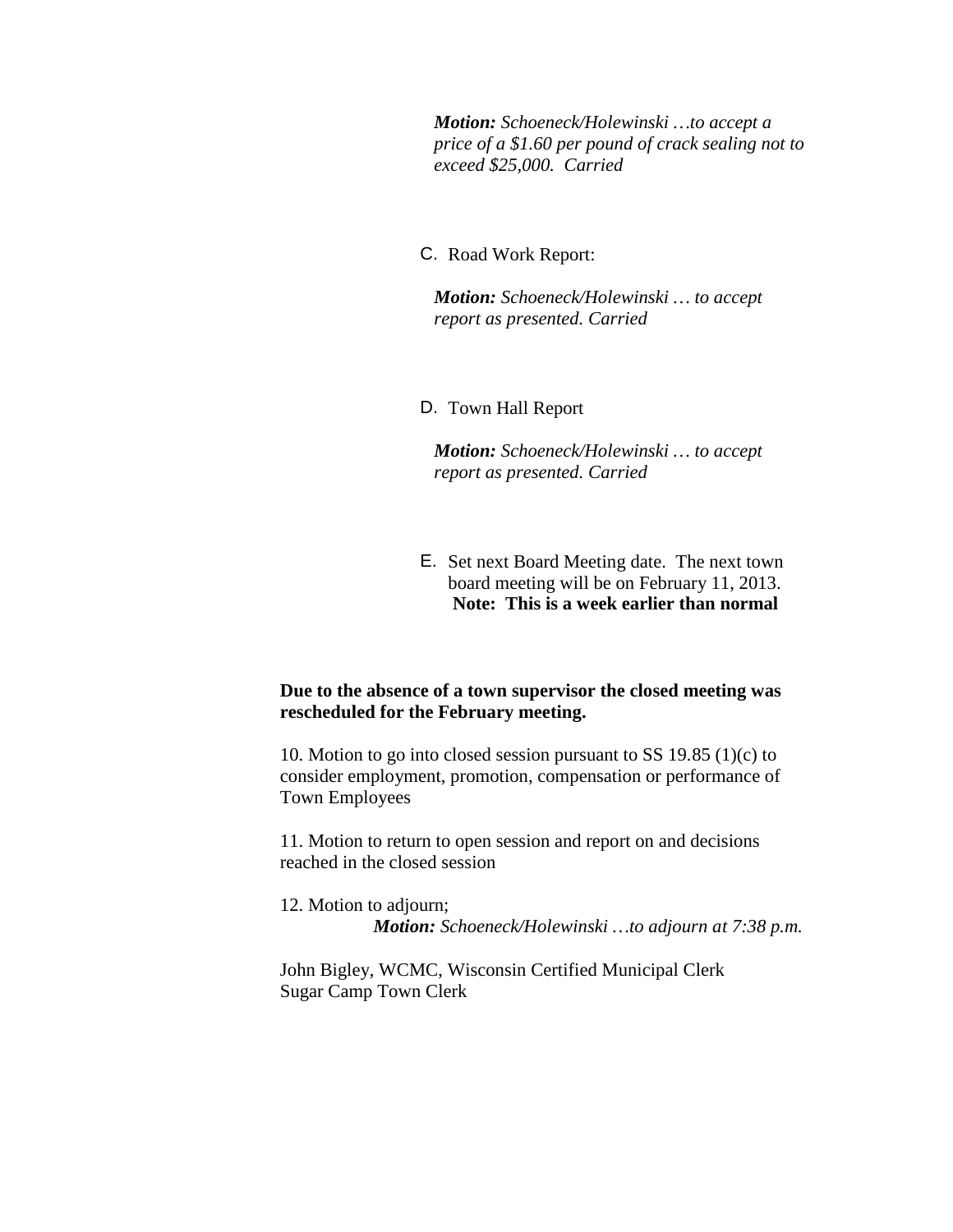*Motion:* *Schoeneck/Holewinski …to accept a price of a $1.60 per pound of crack sealing not to exceed $25,000. Carried*

C. Road Work Report:

*Motion:* *Schoeneck/Holewinski … to accept report as presented. Carried*

D. Town Hall Report

*Motion:* *Schoeneck/Holewinski … to accept report as presented. Carried*

E. Set next Board Meeting date. The next town board meeting will be on February 11, 2013. **Note: This is a week earlier than normal**

**Due to the absence of a town supervisor the closed meeting was rescheduled for the February meeting.**

10. Motion to go into closed session pursuant to SS 19.85 (1)(c) to consider employment, promotion, compensation or performance of Town Employees

11. Motion to return to open session and report on and decisions reached in the closed session

12. Motion to adjourn;
*Motion:* *Schoeneck/Holewinski …to adjourn at 7:38 p.m.*

John Bigley, WCMC, Wisconsin Certified Municipal Clerk
Sugar Camp Town Clerk